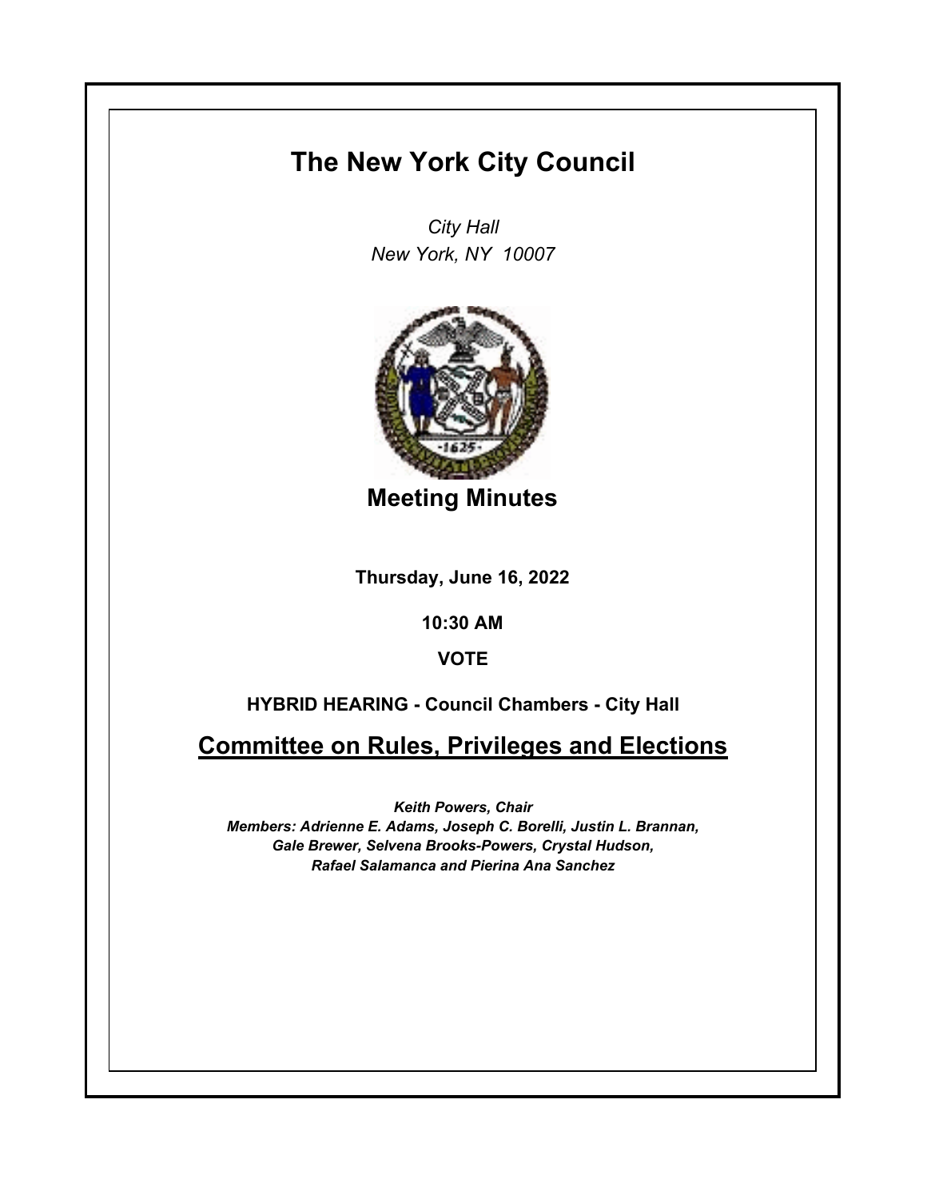# The New York City Council

*City Hall*
*New York, NY 10007*

## Meeting Minutes

**Thursday, June 16, 2022**

**10:30 AM**

**VOTE**

**HYBRID HEARING - Council Chambers - City Hall**

## Committee on Rules, Privileges and Elections

***Keith Powers, Chair***
***Members: Adrienne E. Adams, Joseph C. Borelli, Justin L. Brannan, Gale Brewer, Selvena Brooks-Powers, Crystal Hudson, Rafael Salamanca and Pierina Ana Sanchez***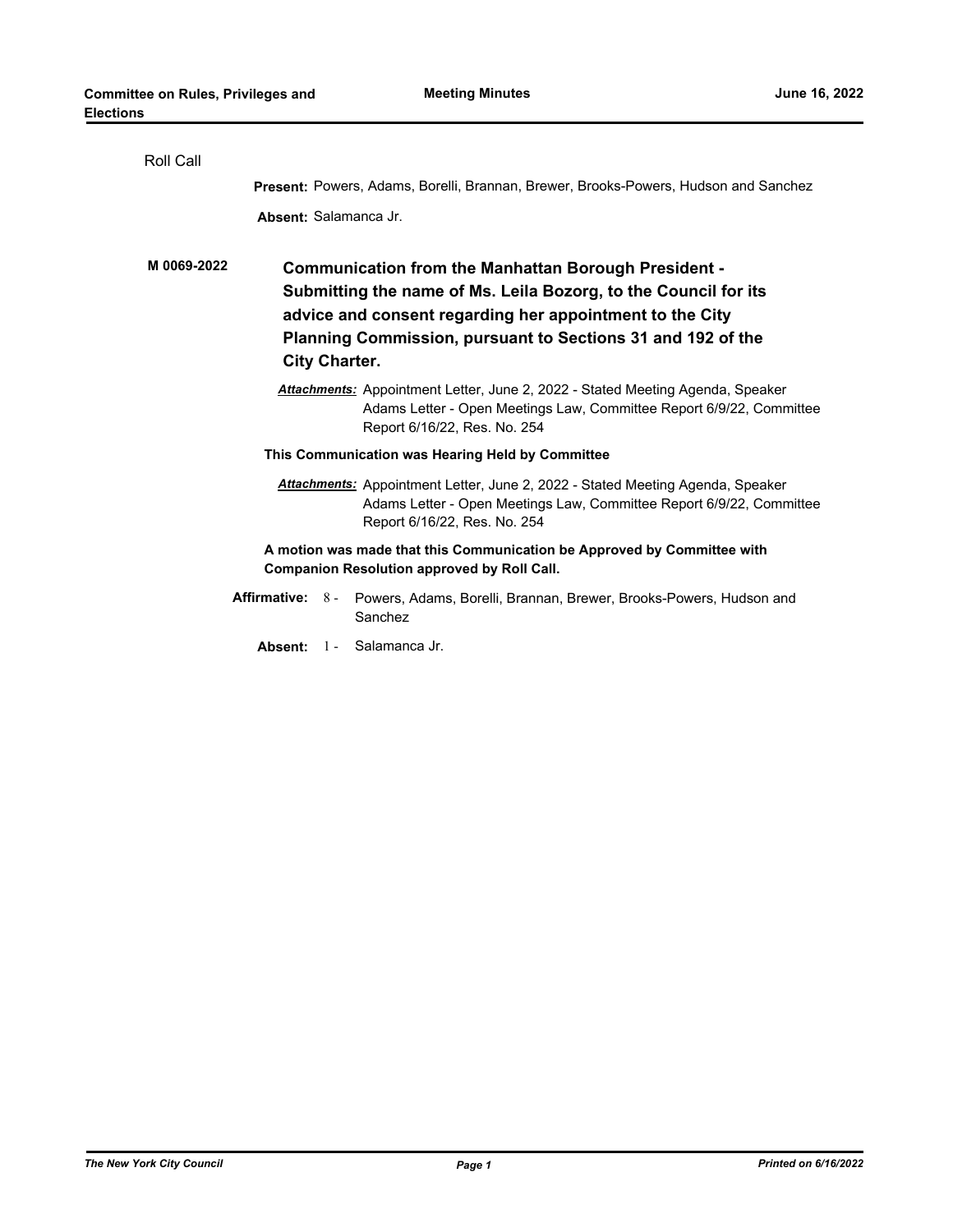Roll Call

**Present:** Powers, Adams, Borelli, Brannan, Brewer, Brooks-Powers, Hudson and Sanchez

**Absent:** Salamanca Jr.

**M 0069-2022** **Communication from the Manhattan Borough President - Submitting the name of Ms. Leila Bozorg, to the Council for its advice and consent regarding her appointment to the City Planning Commission, pursuant to Sections 31 and 192 of the City Charter.**

***Attachments:*** Appointment Letter, June 2, 2022 - Stated Meeting Agenda, Speaker Adams Letter - Open Meetings Law, Committee Report 6/9/22, Committee Report 6/16/22, Res. No. 254

**This Communication was Hearing Held by Committee**

***Attachments:*** Appointment Letter, June 2, 2022 - Stated Meeting Agenda, Speaker Adams Letter - Open Meetings Law, Committee Report 6/9/22, Committee Report 6/16/22, Res. No. 254

**A motion was made that this Communication be Approved by Committee with Companion Resolution approved by Roll Call.**

**Affirmative:** 8 - Powers, Adams, Borelli, Brannan, Brewer, Brooks-Powers, Hudson and Sanchez

**Absent:** 1 - Salamanca Jr.